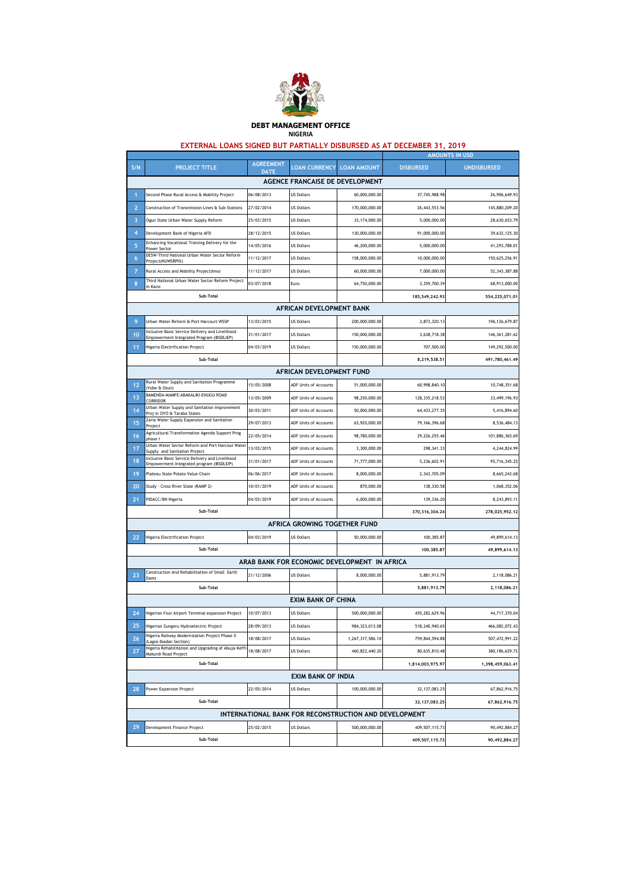# DEBT MANAGEMENT OFFICE

## NIGERIA

## EXTERNAL LOANS SIGNED BUT PARTIALLY DISBURSED AS AT DECEMBER 31, 2019

| S/N | PROJECT TITLE | AGREEMENT DATE | LOAN CURRENCY | LOAN AMOUNT | AMOUNTS IN USD | |
|---|---|---|---|---|---|---|
| | | | | | DISBURSED | UNDISBURSED |
| | **AGENCE FRANCAISE DE DEVELOPMENT** | | | | | |
| 1 | Second Phase Rural Access & Mobility Project | 06/08/2013 | US Dollars | 60,000,000.00 | 37,745,988.98 | 26,906,649.93 |
| 2 | Construction of Transmission Lines & Sub-Stations | 27/02/2014 | US Dollars | 170,000,000.00 | 26,443,553.56 | 145,880,209.20 |
| 3 | Ogun State Urban Water Supply Reform | 25/03/2015 | US Dollars | 33,174,000.00 | 5,000,000.00 | 28,630,653.79 |
| 4 | Development Bank of Nigeria AFD | 28/12/2015 | US Dollars | 130,000,000.00 | 91,000,000.00 | 39,632,125.30 |
| 5 | Enhancing Vocational Training Delivery for the Power Sector | 14/05/2016 | US Dollars | 46,200,000.00 | 5,000,000.00 | 41,293,788.01 |
| 6 | DESW-Third National Urban Water Sector Reform Project(NUWSRPIII) | 11/12/2017 | US Dollars | 158,000,000.00 | 10,000,000.00 | 150,625,256.91 |
| 7 | Rural Access and Mobility Project(Imo) | 11/12/2017 | US Dollars | 60,000,000.00 | 7,000,000.00 | 52,343,387.88 |
| 8 | Third National Urban Water Sector Reform Project in Kano | 03/07/2018 | Euro | 64,750,000.00 | 3,359,700.39 | 68,913,000.00 |
| | **Sub-Total** | | | | **185,549,242.93** | **554,225,071.01** |
| | **AFRICAN DEVELOPMENT BANK** | | | | | |
| 9 | Urban Water Reform & Port Harcourt WSSP | 13/03/2015 | US Dollars | 200,000,000.00 | 3,873,320.13 | 196,126,679.87 |
| 10 | Inclusive Basic Service Delivery and Livelihood Empowerment Integrated Program (IBSDLIEP) | 31/01/2017 | US Dollars | 150,000,000.00 | 3,638,718.38 | 146,361,281.62 |
| 11 | Nigeria Electrification Project | 04/03/2019 | US Dollars | 150,000,000.00 | 707,500.00 | 149,292,500.00 |
| | **Sub-Total** | | | | **8,219,538.51** | **491,780,461.49** |
| | **AFRICAN DEVELOPMENT FUND** | | | | | |
| 12 | Rural Water Supply and Sanitation Programme (Yobe & Osun) | 15/05/2008 | ADF Units of Accounts | 51,000,000.00 | 60,998,840.10 | 10,748,351.68 |
| 13 | BAMENDA-MAMFE-ABAKALIKI-ENUGU ROAD CORRIDOR | 13/05/2009 | ADF Units of Accounts | 98,250,000.00 | 128,335,218.53 | 33,499,196.93 |
| 14 | Urban Water Supply and Sanitation Improvement Proj in OYO & Taraba States | 30/03/2011 | ADF Units of Accounts | 50,000,000.00 | 64,433,277.35 | 5,416,894.60 |
| 15 | Zaria Water Supply Expansion and Sanitation Project | 29/07/2013 | ADF Units of Accounts | 63,920,000.00 | 79,166,396.68 | 8,536,484.13 |
| 16 | Agricultural Transformation Agenda Support Prog phase I | 22/05/2014 | ADF Units of Accounts | 98,780,000.00 | 29,226,255.46 | 101,886,365.69 |
| 17 | Urban Water Sector Reform and Port Harcout Water Supply and Sanitation Project | 13/03/2015 | ADF Units of Accounts | 3,300,000.00 | 298,341.33 | 4,244,824.99 |
| 18 | Inclusive Basic Service Delivery and Livelihood Empowerment Integrated program (IBSDLIEP) | 31/01/2017 | ADF Units of Accounts | 71,777,000.00 | 5,236,602.91 | 95,716,345.25 |
| 19 | Plateau State Potato Value Chain | 06/06/2017 | ADF Units of Accounts | 8,000,000.00 | 2,343,705.09 | 8,665,243.68 |
| 20 | Study - Cross River State (RAMP 2) | 10/01/2019 | ADF Units of Accounts | 870,000.00 | 138,330.58 | 1,068,352.06 |
| 21 | PIDACC/BN Nigeria | 04/03/2019 | ADF Units of Accounts | 6,000,000.00 | 139,336.20 | 8,243,893.11 |
| | **Sub-Total** | | | | **370,316,304.24** | **278,025,952.12** |
| | **AFRICA GROWING TOGETHER FUND** | | | | | |
| 22 | Nigeria Electrification Project | 04/03/2019 | US Dollars | 50,000,000.00 | 100,385.87 | 49,899,614.13 |
| | **Sub-Total** | | | | **100,385.87** | **49,899,614.13** |
| | **ARAB BANK FOR ECONOMIC DEVELOPMENT IN AFRICA** | | | | | |
| 23 | Construction And Rehabilitation of Small Earth Dams | 21/12/2006 | US Dollars | 8,000,000.00 | 5,881,913.79 | 2,118,086.21 |
| | **Sub-Total** | | | | **5,881,913.79** | **2,118,086.21** |
| | **EXIM BANK OF CHINA** | | | | | |
| 24 | Nigerian Four Airport Terminal expansion Project | 10/07/2013 | US Dollars | 500,000,000.00 | 455,282,629.96 | 44,717,370.04 |
| 25 | Nigerian Zungeru Hydroelectric Project | 28/09/2013 | US Dollars | 984,323,013.08 | 518,240,940.65 | 466,082,072.43 |
| 26 | Nigeria Railway Modernization Project Phase II (Lagos-Ibadan Section) | 18/08/2017 | US Dollars | 1,267,317,586.10 | 759,844,594.88 | 507,472,991.22 |
| 27 | Nigeria Rehabilitation and Upgrading of Abuja-Keffi-Makurdi Road Project | 18/08/2017 | US Dollars | 460,822,440.20 | 80,635,810.48 | 380,186,629.72 |
| | **Sub-Total** | | | | **1,814,003,975.97** | **1,398,459,063.41** |
| | **EXIM BANK OF INDIA** | | | | | |
| 28 | Power Expansion Project | 22/05/2014 | US Dollars | 100,000,000.00 | 32,137,083.25 | 67,862,916.75 |
| | **Sub-Total** | | | | **32,137,083.25** | **67,862,916.75** |
| | **INTERNATIONAL BANK FOR RECONSTRUCTION AND DEVELOPMENT** | | | | | |
| 29 | Development Finance Project | 25/02/2015 | US Dollars | 500,000,000.00 | 409,507,115.73 | 90,492,884.27 |
| | **Sub-Total** | | | | **409,507,115.73** | **90,492,884.27** |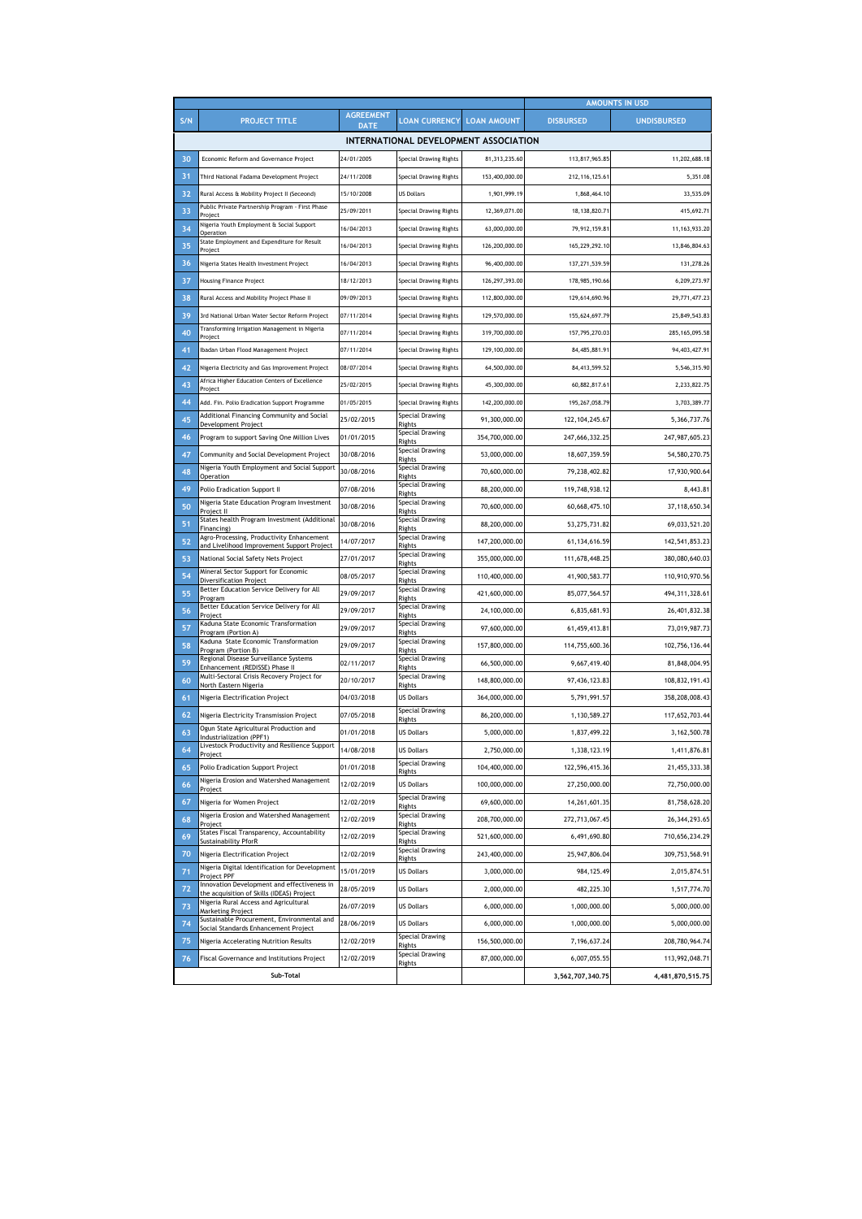| S/N | PROJECT TITLE | AGREEMENT DATE | LOAN CURRENCY | LOAN AMOUNT | AMOUNTS IN USD | |
|---|---|---|---|---|---|---|
| | | | | | DISBURSED | UNDISBURSED |
| | **INTERNATIONAL DEVELOPMENT ASSOCIATION** | | | | | |
| 30 | Economic Reform and Governance Project | 24/01/2005 | Special Drawing Rights | 81,313,235.60 | 113,817,965.85 | 11,202,688.18 |
| 31 | Third National Fadama Development Project | 24/11/2008 | Special Drawing Rights | 153,400,000.00 | 212,116,125.61 | 5,351.08 |
| 32 | Rural Access & Mobility Project II (Seceond) | 15/10/2008 | US Dollars | 1,901,999.19 | 1,868,464.10 | 33,535.09 |
| 33 | Public Private Partnership Program - First Phase Project | 25/09/2011 | Special Drawing Rights | 12,369,071.00 | 18,138,820.71 | 415,692.71 |
| 34 | Nigeria Youth Employment & Social Support Operation | 16/04/2013 | Special Drawing Rights | 63,000,000.00 | 79,912,159.81 | 11,163,933.20 |
| 35 | State Employment and Expenditure for Result Project | 16/04/2013 | Special Drawing Rights | 126,200,000.00 | 165,229,292.10 | 13,846,804.63 |
| 36 | Nigeria States Health Investment Project | 16/04/2013 | Special Drawing Rights | 96,400,000.00 | 137,271,539.59 | 131,278.26 |
| 37 | Housing Finance Project | 18/12/2013 | Special Drawing Rights | 126,297,393.00 | 178,985,190.66 | 6,209,273.97 |
| 38 | Rural Access and Mobility Project Phase II | 09/09/2013 | Special Drawing Rights | 112,800,000.00 | 129,614,690.96 | 29,771,477.23 |
| 39 | 3rd National Urban Water Sector Reform Project | 07/11/2014 | Special Drawing Rights | 129,570,000.00 | 155,624,697.79 | 25,849,543.83 |
| 40 | Transforming Irrigation Management in Nigeria Project | 07/11/2014 | Special Drawing Rights | 319,700,000.00 | 157,795,270.03 | 285,165,095.58 |
| 41 | Ibadan Urban Flood Management Project | 07/11/2014 | Special Drawing Rights | 129,100,000.00 | 84,485,881.91 | 94,403,427.91 |
| 42 | Nigeria Electricity and Gas Improvement Project | 08/07/2014 | Special Drawing Rights | 64,500,000.00 | 84,413,599.52 | 5,546,315.90 |
| 43 | Africa Higher Education Centers of Excellence Project | 25/02/2015 | Special Drawing Rights | 45,300,000.00 | 60,882,817.61 | 2,233,822.75 |
| 44 | Add. Fin. Polio Eradication Support Programme | 01/05/2015 | Special Drawing Rights | 142,200,000.00 | 195,267,058.79 | 3,703,389.77 |
| 45 | Additional Financing Community and Social Development Project | 25/02/2015 | Special Drawing Rights | 91,300,000.00 | 122,104,245.67 | 5,366,737.76 |
| 46 | Program to support Saving One Million Lives | 01/01/2015 | Special Drawing Rights | 354,700,000.00 | 247,666,332.25 | 247,987,605.23 |
| 47 | Community and Social Development Project | 30/08/2016 | Special Drawing Rights | 53,000,000.00 | 18,607,359.59 | 54,580,270.75 |
| 48 | Nigeria Youth Employment and Social Support Operation | 30/08/2016 | Special Drawing Rights | 70,600,000.00 | 79,238,402.82 | 17,930,900.64 |
| 49 | Polio Eradication Support II | 07/08/2016 | Special Drawing Rights | 88,200,000.00 | 119,748,938.12 | 8,443.81 |
| 50 | Nigeria State Education Program Investment Project II | 30/08/2016 | Special Drawing Rights | 70,600,000.00 | 60,668,475.10 | 37,118,650.34 |
| 51 | States health Program Investment (Additional Financing) | 30/08/2016 | Special Drawing Rights | 88,200,000.00 | 53,275,731.82 | 69,033,521.20 |
| 52 | Agro-Processing, Productivity Enhancement and Livelihood Improvement Support Project | 14/07/2017 | Special Drawing Rights | 147,200,000.00 | 61,134,616.59 | 142,541,853.23 |
| 53 | National Social Safety Nets Project | 27/01/2017 | Special Drawing Rights | 355,000,000.00 | 111,678,448.25 | 380,080,640.03 |
| 54 | Mineral Sector Support for Economic Diversification Project | 08/05/2017 | Special Drawing Rights | 110,400,000.00 | 41,900,583.77 | 110,910,970.56 |
| 55 | Better Education Service Delivery for All Program | 29/09/2017 | Special Drawing Rights | 421,600,000.00 | 85,077,564.57 | 494,311,328.61 |
| 56 | Better Education Service Delivery for All Project | 29/09/2017 | Special Drawing Rights | 24,100,000.00 | 6,835,681.93 | 26,401,832.38 |
| 57 | Kaduna State Economic Transformation Program (Portion A) | 29/09/2017 | Special Drawing Rights | 97,600,000.00 | 61,459,413.81 | 73,019,987.73 |
| 58 | Kaduna State Economic Transformation Program (Portion B) | 29/09/2017 | Special Drawing Rights | 157,800,000.00 | 114,755,600.36 | 102,756,136.44 |
| 59 | Regional Disease Surveillance Systems Enhancement (REDISSE) Phase II | 02/11/2017 | Special Drawing Rights | 66,500,000.00 | 9,667,419.40 | 81,848,004.95 |
| 60 | Multi-Sectoral Crisis Recovery Project for North Eastern Nigeria | 20/10/2017 | Special Drawing Rights | 148,800,000.00 | 97,436,123.83 | 108,832,191.43 |
| 61 | Nigeria Electrification Project | 04/03/2018 | US Dollars | 364,000,000.00 | 5,791,991.57 | 358,208,008.43 |
| 62 | Nigeria Electricity Transmission Project | 07/05/2018 | Special Drawing Rights | 86,200,000.00 | 1,130,589.27 | 117,652,703.44 |
| 63 | Ogun State Agricultural Production and Industrialization (PPF1) | 01/01/2018 | US Dollars | 5,000,000.00 | 1,837,499.22 | 3,162,500.78 |
| 64 | Livestock Productivity and Resilience Support Project | 14/08/2018 | US Dollars | 2,750,000.00 | 1,338,123.19 | 1,411,876.81 |
| 65 | Polio Eradication Support Project | 01/01/2018 | Special Drawing Rights | 104,400,000.00 | 122,596,415.36 | 21,455,333.38 |
| 66 | Nigeria Erosion and Watershed Management Project | 12/02/2019 | US Dollars | 100,000,000.00 | 27,250,000.00 | 72,750,000.00 |
| 67 | Nigeria for Women Project | 12/02/2019 | Special Drawing Rights | 69,600,000.00 | 14,261,601.35 | 81,758,628.20 |
| 68 | Nigeria Erosion and Watershed Management Project | 12/02/2019 | Special Drawing Rights | 208,700,000.00 | 272,713,067.45 | 26,344,293.65 |
| 69 | States Fiscal Transparency, Accountability Sustainability PforR | 12/02/2019 | Special Drawing Rights | 521,600,000.00 | 6,491,690.80 | 710,656,234.29 |
| 70 | Nigeria Electrification Project | 12/02/2019 | Special Drawing Rights | 243,400,000.00 | 25,947,806.04 | 309,753,568.91 |
| 71 | Nigeria Digital Identification for Development Project PPF | 15/01/2019 | US Dollars | 3,000,000.00 | 984,125.49 | 2,015,874.51 |
| 72 | Innovation Development and effectiveness in the acquisition of Skills (IDEAS) Project | 28/05/2019 | US Dollars | 2,000,000.00 | 482,225.30 | 1,517,774.70 |
| 73 | Nigeria Rural Access and Agricultural Marketing Project | 26/07/2019 | US Dollars | 6,000,000.00 | 1,000,000.00 | 5,000,000.00 |
| 74 | Sustainable Procurement, Environmental and Social Standards Enhancement Project | 28/06/2019 | US Dollars | 6,000,000.00 | 1,000,000.00 | 5,000,000.00 |
| 75 | Nigeria Accelerating Nutrition Results | 12/02/2019 | Special Drawing Rights | 156,500,000.00 | 7,196,637.24 | 208,780,964.74 |
| 76 | Fiscal Governance and Institutions Project | 12/02/2019 | Special Drawing Rights | 87,000,000.00 | 6,007,055.55 | 113,992,048.71 |
| | **Sub-Total** | | | | **3,562,707,340.75** | **4,481,870,515.75** |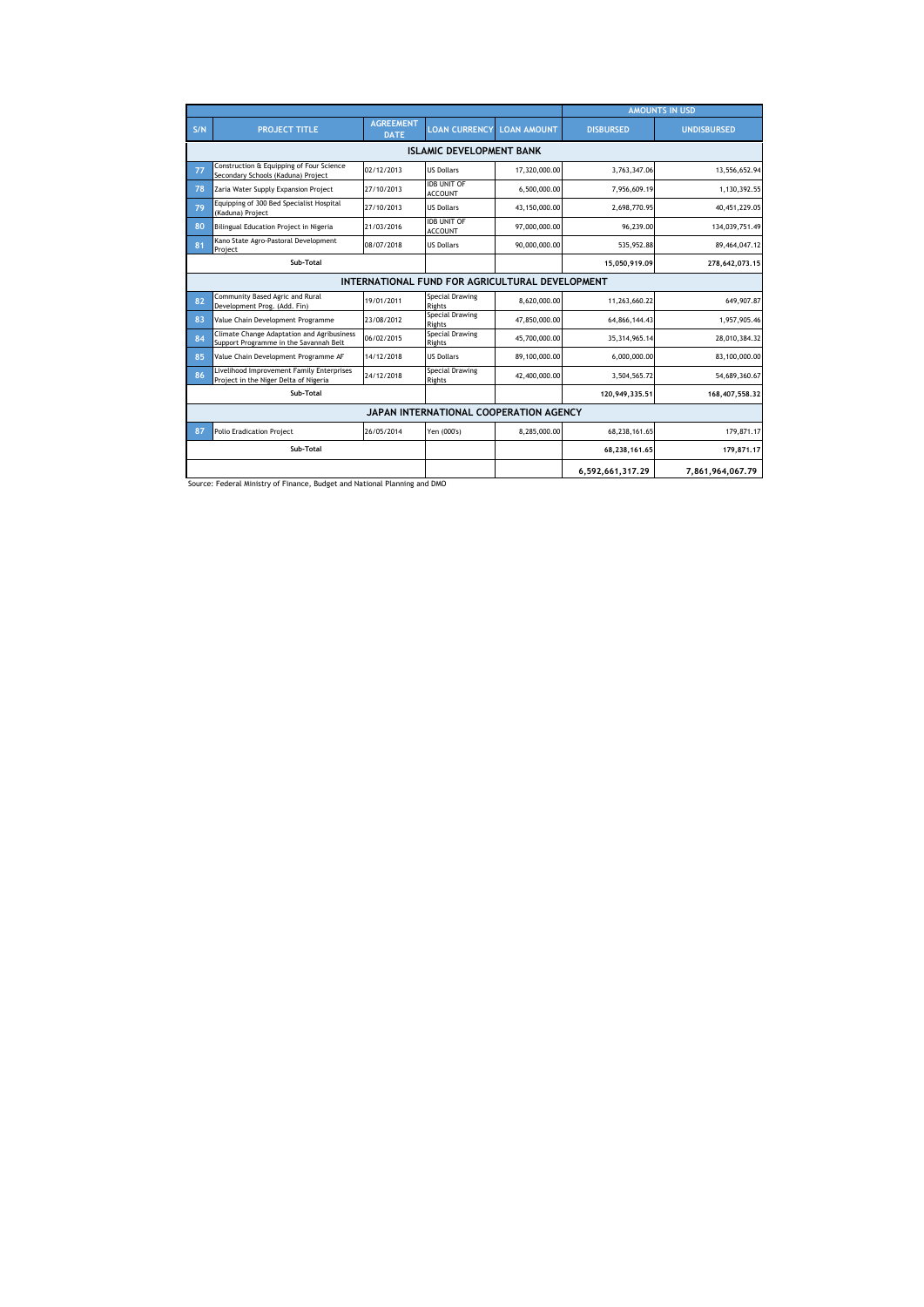| S/N | PROJECT TITLE | AGREEMENT DATE | LOAN CURRENCY | LOAN AMOUNT | AMOUNTS IN USD | |
|---|---|---|---|---|---|---|
| | | | | | DISBURSED | UNDISBURSED |
| | **ISLAMIC DEVELOPMENT BANK** | | | | | |
| 77 | Construction & Equipping of Four Science Secondary Schools (Kaduna) Project | 02/12/2013 | US Dollars | 17,320,000.00 | 3,763,347.06 | 13,556,652.94 |
| 78 | Zaria Water Supply Expansion Project | 27/10/2013 | IDB UNIT OF ACCOUNT | 6,500,000.00 | 7,956,609.19 | 1,130,392.55 |
| 79 | Equipping of 300 Bed Specialist Hospital (Kaduna) Project | 27/10/2013 | US Dollars | 43,150,000.00 | 2,698,770.95 | 40,451,229.05 |
| 80 | Bilingual Education Project in Nigeria | 21/03/2016 | IDB UNIT OF ACCOUNT | 97,000,000.00 | 96,239.00 | 134,039,751.49 |
| 81 | Kano State Agro-Pastoral Development Project | 08/07/2018 | US Dollars | 90,000,000.00 | 535,952.88 | 89,464,047.12 |
| | **Sub-Total** | | | | **15,050,919.09** | **278,642,073.15** |
| | **INTERNATIONAL FUND FOR AGRICULTURAL DEVELOPMENT** | | | | | |
| 82 | Community Based Agric and Rural Development Prog. (Add. Fin) | 19/01/2011 | Special Drawing Rights | 8,620,000.00 | 11,263,660.22 | 649,907.87 |
| 83 | Value Chain Development Programme | 23/08/2012 | Special Drawing Rights | 47,850,000.00 | 64,866,144.43 | 1,957,905.46 |
| 84 | Climate Change Adaptation and Agribusiness Support Programme in the Savannah Belt | 06/02/2015 | Special Drawing Rights | 45,700,000.00 | 35,314,965.14 | 28,010,384.32 |
| 85 | Value Chain Development Programme AF | 14/12/2018 | US Dollars | 89,100,000.00 | 6,000,000.00 | 83,100,000.00 |
| 86 | Livelihood Improvement Family Enterprises Project in the Niger Delta of Nigeria | 24/12/2018 | Special Drawing Rights | 42,400,000.00 | 3,504,565.72 | 54,689,360.67 |
| | **Sub-Total** | | | | **120,949,335.51** | **168,407,558.32** |
| | **JAPAN INTERNATIONAL COOPERATION AGENCY** | | | | | |
| 87 | Polio Eradication Project | 26/05/2014 | Yen (000's) | 8,285,000.00 | 68,238,161.65 | 179,871.17 |
| | **Sub-Total** | | | | **68,238,161.65** | **179,871.17** |
| | | | | | **6,592,661,317.29** | **7,861,964,067.79** |

Source: Federal Ministry of Finance, Budget and National Planning and DMO